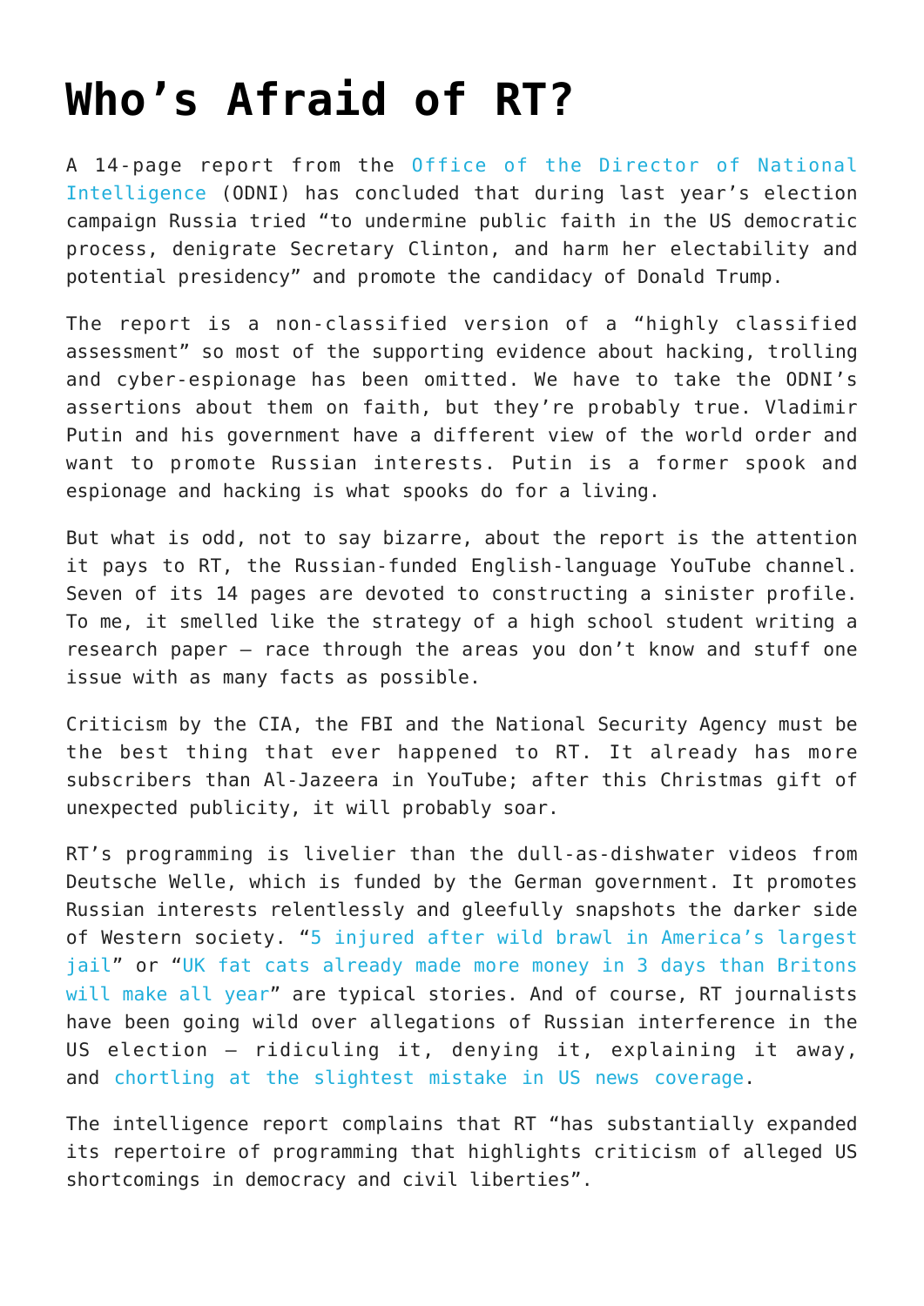# Who's Afraid of RT?

A 14-page report from the Office of the Director of National Intelligence (ODNI) has concluded that during last year's election campaign Russia tried "to undermine public faith in the US democratic process, denigrate Secretary Clinton, and harm her electability and potential presidency" and promote the candidacy of Donald Trump.

The report is a non-classified version of a "highly classified assessment" so most of the supporting evidence about hacking, trolling and cyber-espionage has been omitted. We have to take the ODNI's assertions about them on faith, but they're probably true. Vladimir Putin and his government have a different view of the world order and want to promote Russian interests. Putin is a former spook and espionage and hacking is what spooks do for a living.

But what is odd, not to say bizarre, about the report is the attention it pays to RT, the Russian-funded English-language YouTube channel. Seven of its 14 pages are devoted to constructing a sinister profile. To me, it smelled like the strategy of a high school student writing a research paper – race through the areas you don't know and stuff one issue with as many facts as possible.

Criticism by the CIA, the FBI and the National Security Agency must be the best thing that ever happened to RT. It already has more subscribers than Al-Jazeera in YouTube; after this Christmas gift of unexpected publicity, it will probably soar.

RT's programming is livelier than the dull-as-dishwater videos from Deutsche Welle, which is funded by the German government. It promotes Russian interests relentlessly and gleefully snapshots the darker side of Western society. "5 injured after wild brawl in America's largest jail" or "UK fat cats already made more money in 3 days than Britons will make all year" are typical stories. And of course, RT journalists have been going wild over allegations of Russian interference in the US election – ridiculing it, denying it, explaining it away, and chortling at the slightest mistake in US news coverage.

The intelligence report complains that RT "has substantially expanded its repertoire of programming that highlights criticism of alleged US shortcomings in democracy and civil liberties".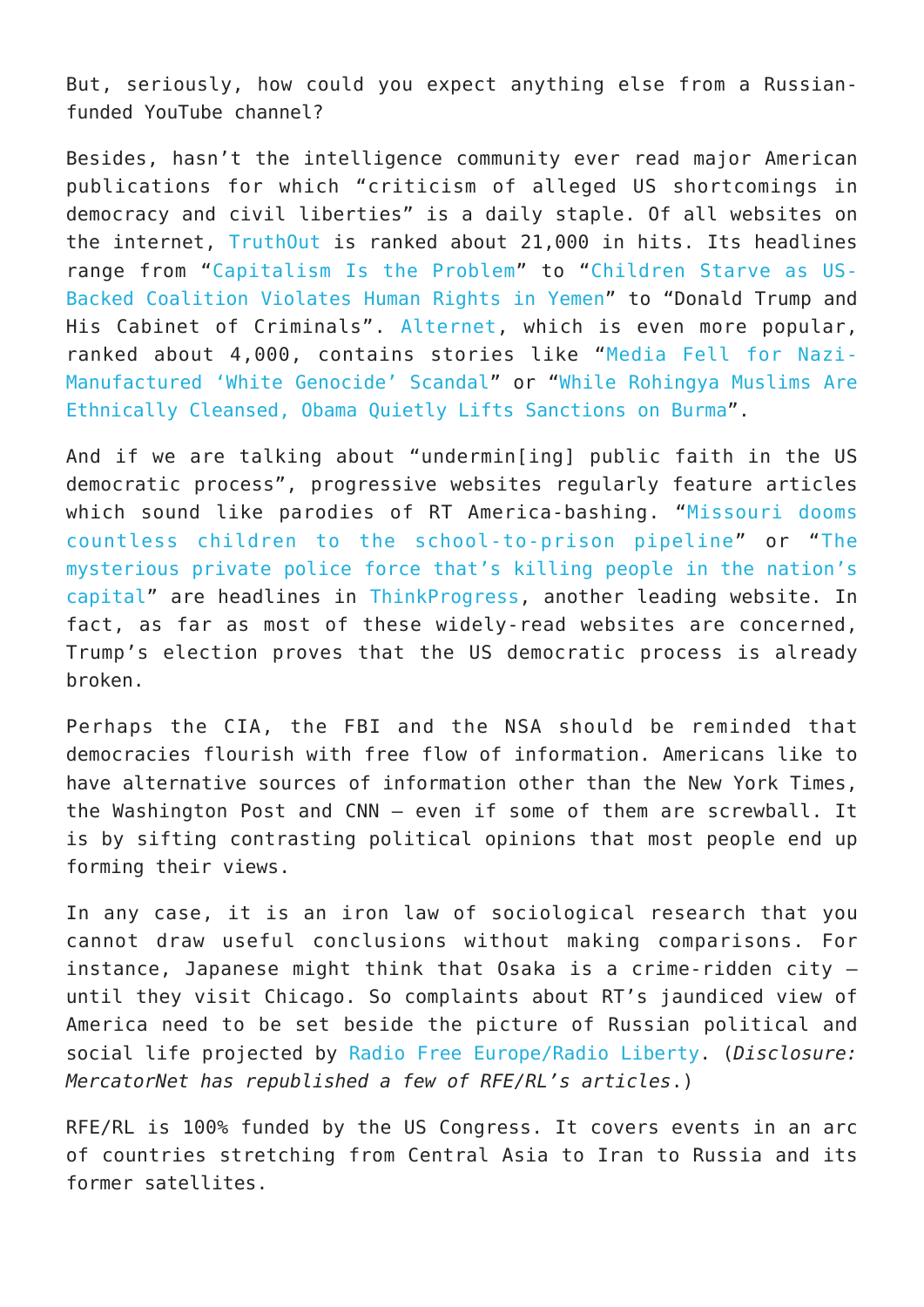But, seriously, how could you expect anything else from a Russian-funded YouTube channel?

Besides, hasn't the intelligence community ever read major American publications for which "criticism of alleged US shortcomings in democracy and civil liberties" is a daily staple. Of all websites on the internet, TruthOut is ranked about 21,000 in hits. Its headlines range from "Capitalism Is the Problem" to "Children Starve as US-Backed Coalition Violates Human Rights in Yemen" to "Donald Trump and His Cabinet of Criminals". Alternet, which is even more popular, ranked about 4,000, contains stories like "Media Fell for Nazi-Manufactured 'White Genocide' Scandal" or "While Rohingya Muslims Are Ethnically Cleansed, Obama Quietly Lifts Sanctions on Burma".

And if we are talking about "undermin[ing] public faith in the US democratic process", progressive websites regularly feature articles which sound like parodies of RT America-bashing. "Missouri dooms countless children to the school-to-prison pipeline" or "The mysterious private police force that's killing people in the nation's capital" are headlines in ThinkProgress, another leading website. In fact, as far as most of these widely-read websites are concerned, Trump's election proves that the US democratic process is already broken.

Perhaps the CIA, the FBI and the NSA should be reminded that democracies flourish with free flow of information. Americans like to have alternative sources of information other than the New York Times, the Washington Post and CNN – even if some of them are screwball. It is by sifting contrasting political opinions that most people end up forming their views.

In any case, it is an iron law of sociological research that you cannot draw useful conclusions without making comparisons. For instance, Japanese might think that Osaka is a crime-ridden city – until they visit Chicago. So complaints about RT's jaundiced view of America need to be set beside the picture of Russian political and social life projected by Radio Free Europe/Radio Liberty. (*Disclosure: MercatorNet has republished a few of RFE/RL's articles*.)

RFE/RL is 100% funded by the US Congress. It covers events in an arc of countries stretching from Central Asia to Iran to Russia and its former satellites.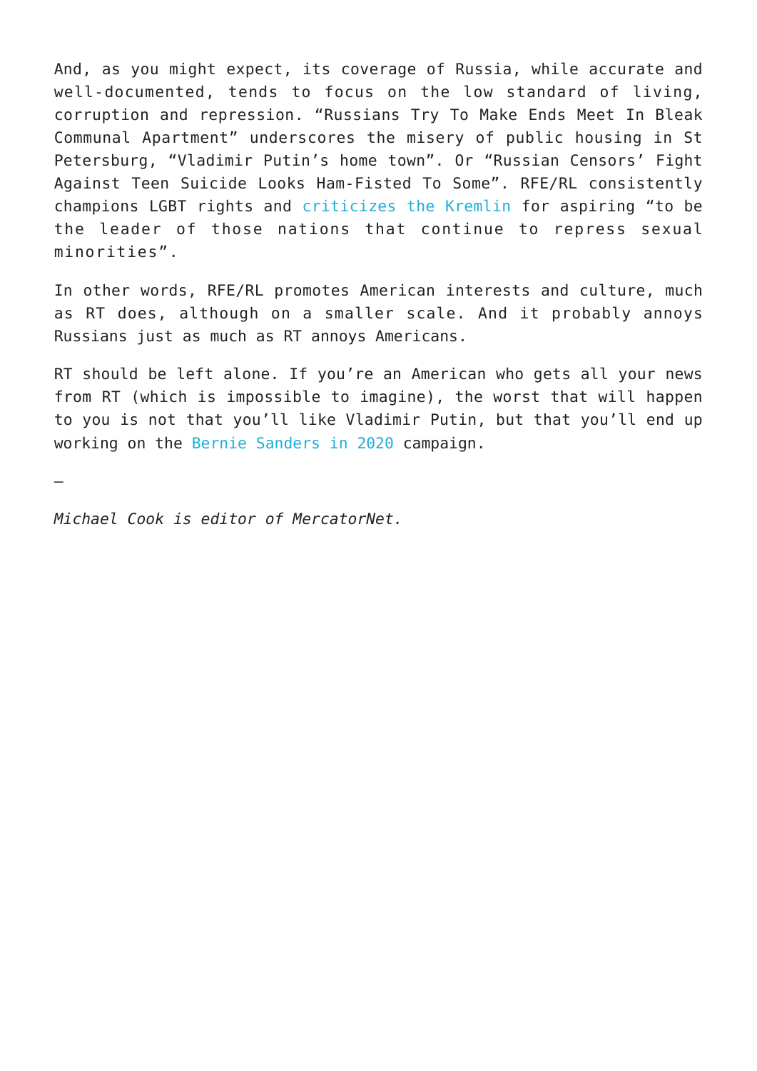And, as you might expect, its coverage of Russia, while accurate and well-documented, tends to focus on the low standard of living, corruption and repression. "Russians Try To Make Ends Meet In Bleak Communal Apartment" underscores the misery of public housing in St Petersburg, "Vladimir Putin's home town". Or "Russian Censors' Fight Against Teen Suicide Looks Ham-Fisted To Some". RFE/RL consistently champions LGBT rights and criticizes the Kremlin for aspiring "to be the leader of those nations that continue to repress sexual minorities".

In other words, RFE/RL promotes American interests and culture, much as RT does, although on a smaller scale. And it probably annoys Russians just as much as RT annoys Americans.

RT should be left alone. If you're an American who gets all your news from RT (which is impossible to imagine), the worst that will happen to you is not that you'll like Vladimir Putin, but that you'll end up working on the Bernie Sanders in 2020 campaign.

—

*Michael Cook is editor of MercatorNet.*